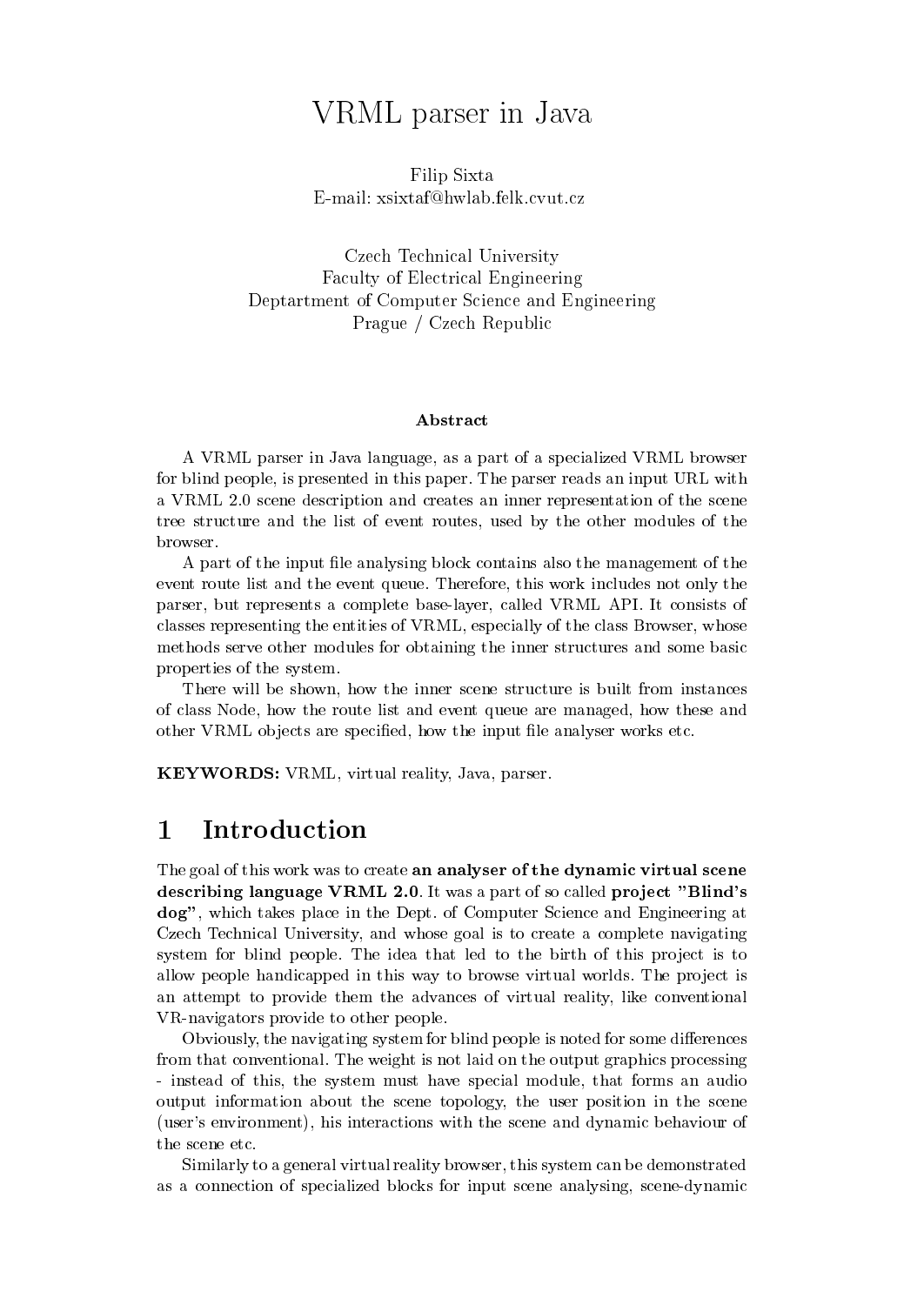# VRML parser in Java

Filip Sixta
E-mail: xsixtaf@hwlab.felk.cvut.cz

Czech Technical University
Faculty of Electrical Engineering
Deptartment of Computer Science and Engineering
Prague / Czech Republic

### Abstract

A VRML parser in Java language, as a part of a specialized VRML browser for blind people, is presented in this paper. The parser reads an input URL with a VRML 2.0 scene description and creates an inner representation of the scene tree structure and the list of event routes, used by the other modules of the browser.

A part of the input file analysing block contains also the management of the event route list and the event queue. Therefore, this work includes not only the parser, but represents a complete base-layer, called VRML API. It consists of classes representing the entities of VRML, especially of the class Browser, whose methods serve other modules for obtaining the inner structures and some basic properties of the system.

There will be shown, how the inner scene structure is built from instances of class Node, how the route list and event queue are managed, how these and other VRML objects are specified, how the input file analyser works etc.

**KEYWORDS:** VRML, virtual reality, Java, parser.

## 1 Introduction

The goal of this work was to create **an analyser of the dynamic virtual scene describing language VRML 2.0**. It was a part of so called **project "Blind's dog"**, which takes place in the Dept. of Computer Science and Engineering at Czech Technical University, and whose goal is to create a complete navigating system for blind people. The idea that led to the birth of this project is to allow people handicapped in this way to browse virtual worlds. The project is an attempt to provide them the advances of virtual reality, like conventional VR-navigators provide to other people.

Obviously, the navigating system for blind people is noted for some differences from that conventional. The weight is not laid on the output graphics processing - instead of this, the system must have special module, that forms an audio output information about the scene topology, the user position in the scene (user's environment), his interactions with the scene and dynamic behaviour of the scene etc.

Similarly to a general virtual reality browser, this system can be demonstrated as a connection of specialized blocks for input scene analysing, scene-dynamic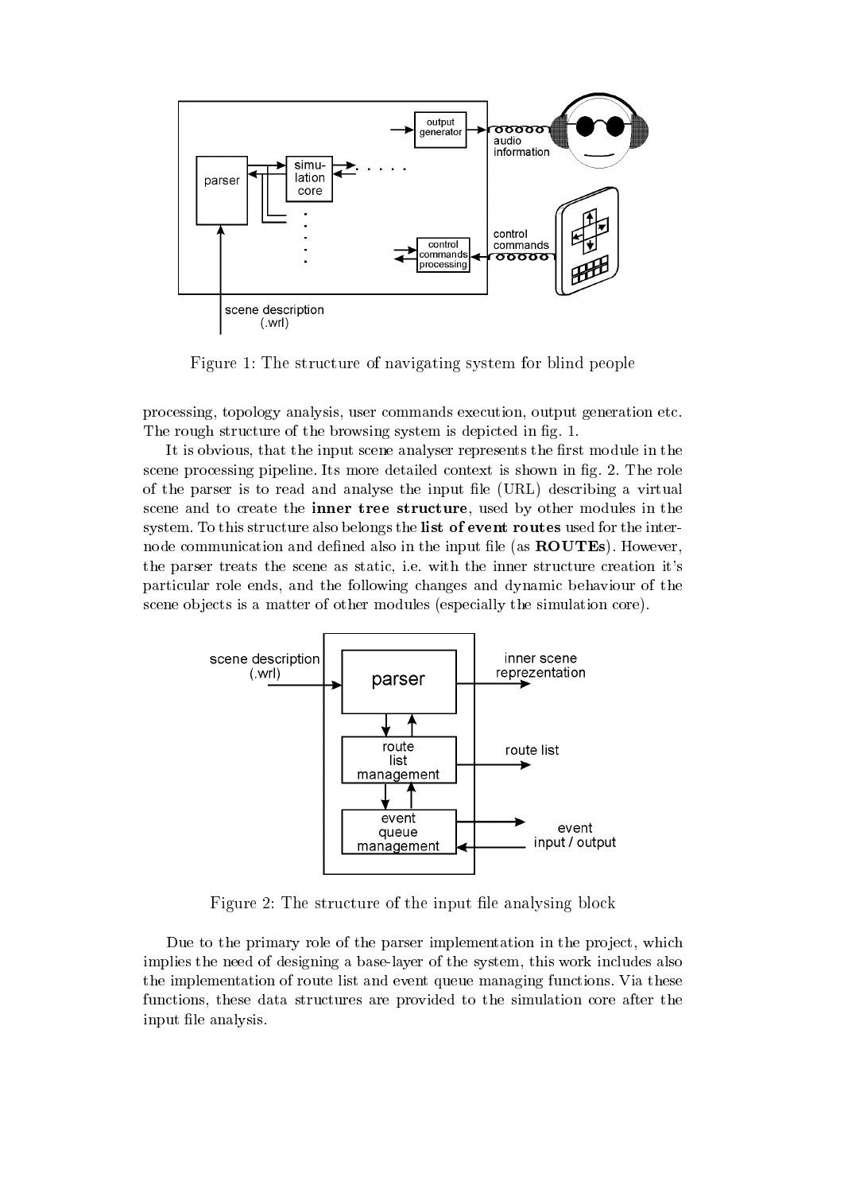Figure 1: The structure of navigating system for blind people

processing, topology analysis, user commands execution, output generation etc. The rough structure of the browsing system is depicted in fig. 1.

It is obvious, that the input scene analyser represents the first module in the scene processing pipeline. Its more detailed context is shown in fig. 2. The role of the parser is to read and analyse the input file (URL) describing a virtual scene and to create the **inner tree structure**, used by other modules in the system. To this structure also belongs the **list of event routes** used for the inter-node communication and defined also in the input file (as **ROUTEs**). However, the parser treats the scene as static, i.e. with the inner structure creation it's particular role ends, and the following changes and dynamic behaviour of the scene objects is a matter of other modules (especially the simulation core).

Figure 2: The structure of the input file analysing block

Due to the primary role of the parser implementation in the project, which implies the need of designing a base-layer of the system, this work includes also the implementation of route list and event queue managing functions. Via these functions, these data structures are provided to the simulation core after the input file analysis.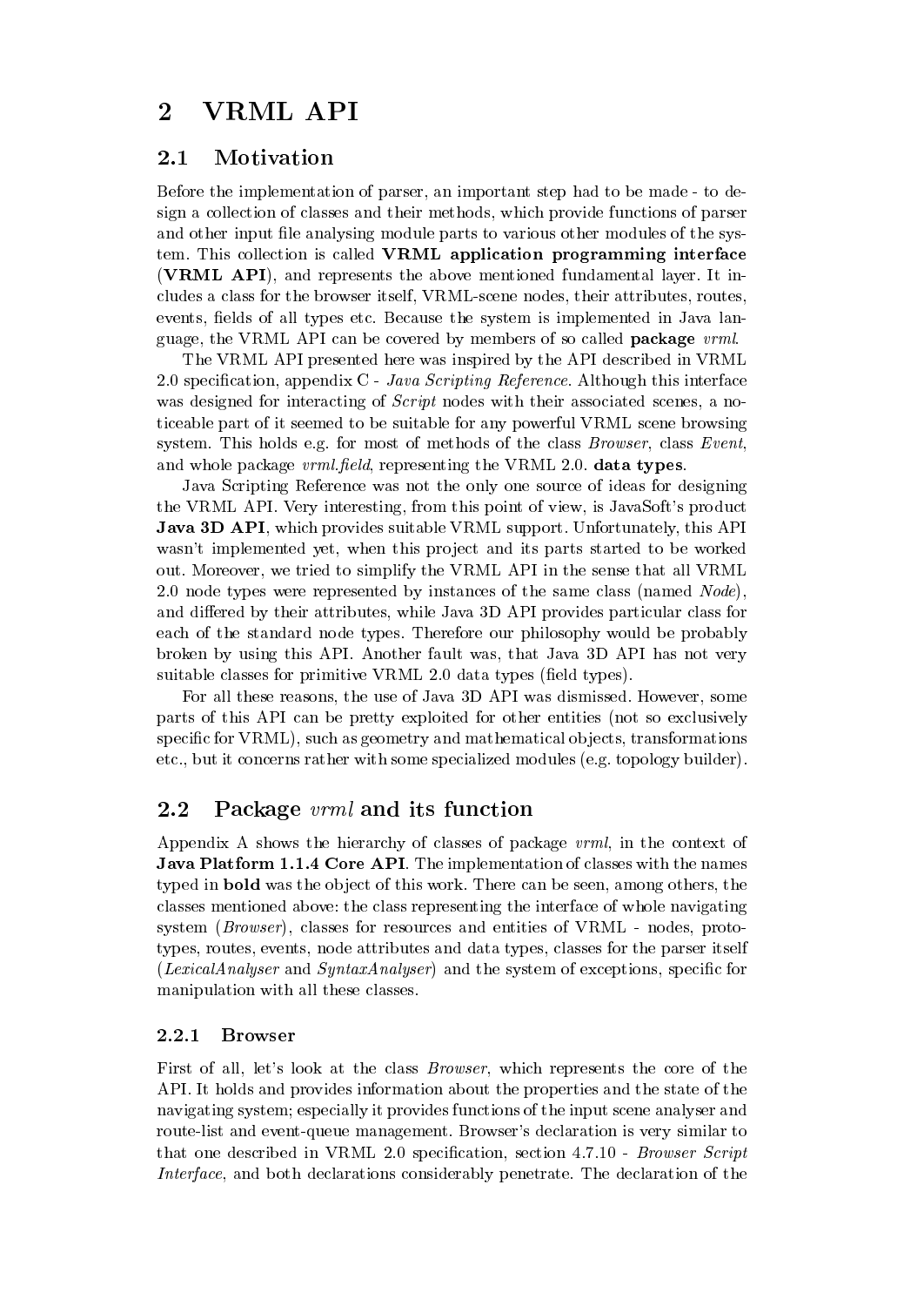# 2 VRML API

## 2.1 Motivation

Before the implementation of parser, an important step had to be made - to design a collection of classes and their methods, which provide functions of parser and other input file analysing module parts to various other modules of the system. This collection is called **VRML application programming interface** (**VRML API**), and represents the above mentioned fundamental layer. It includes a class for the browser itself, VRML-scene nodes, their attributes, routes, events, fields of all types etc. Because the system is implemented in Java language, the VRML API can be covered by members of so called **package** *vrml*.

The VRML API presented here was inspired by the API described in VRML 2.0 specification, appendix C - *Java Scripting Reference*. Although this interface was designed for interacting of *Script* nodes with their associated scenes, a noticeable part of it seemed to be suitable for any powerful VRML scene browsing system. This holds e.g. for most of methods of the class *Browser*, class *Event*, and whole package *vrml.field*, representing the VRML 2.0. **data types**.

Java Scripting Reference was not the only one source of ideas for designing the VRML API. Very interesting, from this point of view, is JavaSoft's product **Java 3D API**, which provides suitable VRML support. Unfortunately, this API wasn't implemented yet, when this project and its parts started to be worked out. Moreover, we tried to simplify the VRML API in the sense that all VRML 2.0 node types were represented by instances of the same class (named *Node*), and differed by their attributes, while Java 3D API provides particular class for each of the standard node types. Therefore our philosophy would be probably broken by using this API. Another fault was, that Java 3D API has not very suitable classes for primitive VRML 2.0 data types (field types).

For all these reasons, the use of Java 3D API was dismissed. However, some parts of this API can be pretty exploited for other entities (not so exclusively specific for VRML), such as geometry and mathematical objects, transformations etc., but it concerns rather with some specialized modules (e.g. topology builder).

## 2.2 Package *vrml* and its function

Appendix A shows the hierarchy of classes of package *vrml*, in the context of **Java Platform 1.1.4 Core API**. The implementation of classes with the names typed in **bold** was the object of this work. There can be seen, among others, the classes mentioned above: the class representing the interface of whole navigating system (*Browser*), classes for resources and entities of VRML - nodes, prototypes, routes, events, node attributes and data types, classes for the parser itself (*LexicalAnalyser* and *SyntaxAnalyser*) and the system of exceptions, specific for manipulation with all these classes.

### 2.2.1 Browser

First of all, let's look at the class *Browser*, which represents the core of the API. It holds and provides information about the properties and the state of the navigating system; especially it provides functions of the input scene analyser and route-list and event-queue management. Browser's declaration is very similar to that one described in VRML 2.0 specification, section 4.7.10 - *Browser Script Interface*, and both declarations considerably penetrate. The declaration of the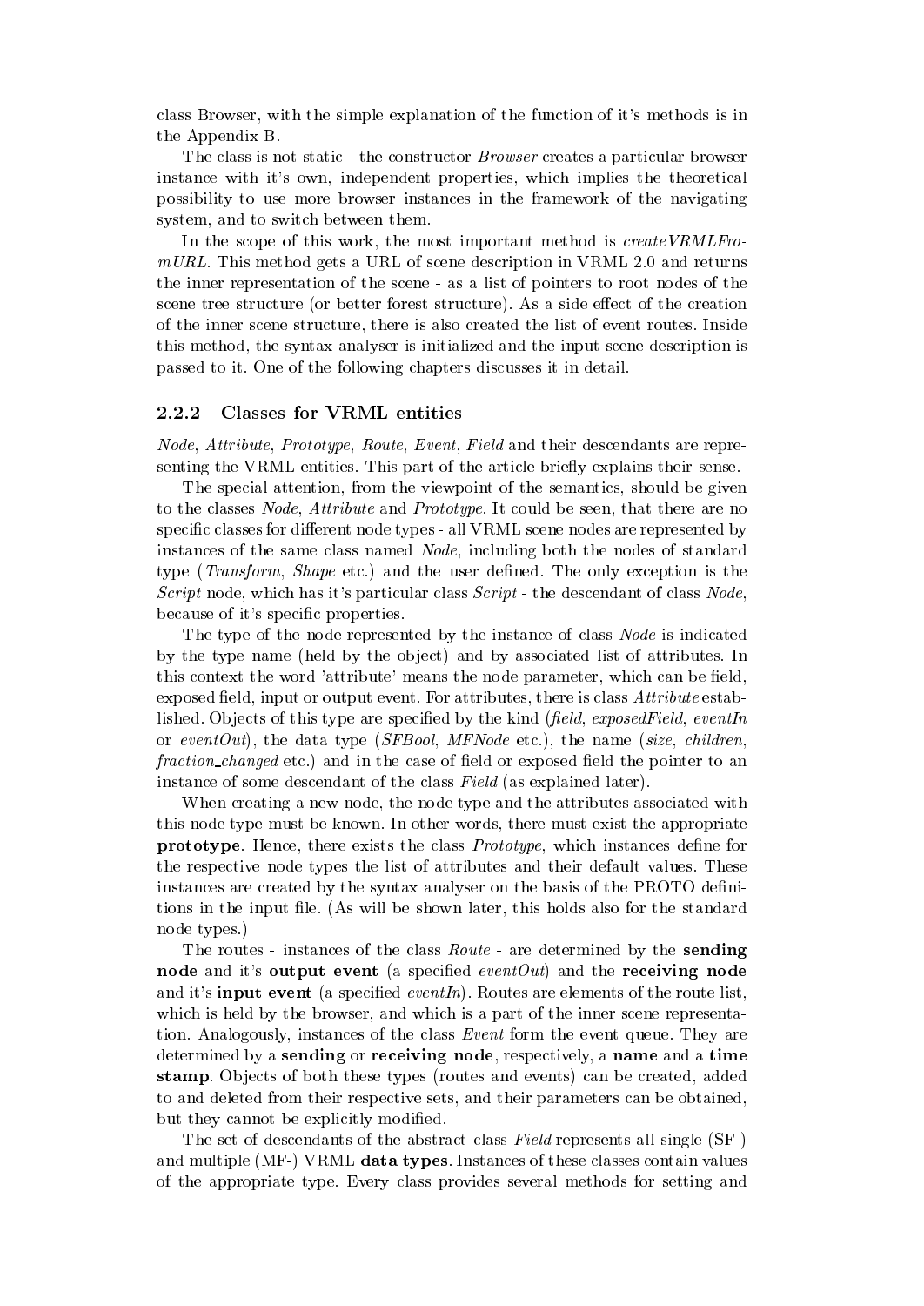class Browser, with the simple explanation of the function of it's methods is in the Appendix B.

The class is not static - the constructor *Browser* creates a particular browser instance with it's own, independent properties, which implies the theoretical possibility to use more browser instances in the framework of the navigating system, and to switch between them.

In the scope of this work, the most important method is *createVRMLFromURL*. This method gets a URL of scene description in VRML 2.0 and returns the inner representation of the scene - as a list of pointers to root nodes of the scene tree structure (or better forest structure). As a side effect of the creation of the inner scene structure, there is also created the list of event routes. Inside this method, the syntax analyser is initialized and the input scene description is passed to it. One of the following chapters discusses it in detail.

### 2.2.2 Classes for VRML entities

*Node*, *Attribute*, *Prototype*, *Route*, *Event*, *Field* and their descendants are representing the VRML entities. This part of the article briefly explains their sense.

The special attention, from the viewpoint of the semantics, should be given to the classes *Node*, *Attribute* and *Prototype*. It could be seen, that there are no specific classes for different node types - all VRML scene nodes are represented by instances of the same class named *Node*, including both the nodes of standard type (*Transform*, *Shape* etc.) and the user defined. The only exception is the *Script* node, which has it's particular class *Script* - the descendant of class *Node*, because of it's specific properties.

The type of the node represented by the instance of class *Node* is indicated by the type name (held by the object) and by associated list of attributes. In this context the word 'attribute' means the node parameter, which can be field, exposed field, input or output event. For attributes, there is class *Attribute* established. Objects of this type are specified by the kind (*field*, *exposedField*, *eventIn* or *eventOut*), the data type (*SFBool*, *MFNode* etc.), the name (*size*, *children*, *fraction_changed* etc.) and in the case of field or exposed field the pointer to an instance of some descendant of the class *Field* (as explained later).

When creating a new node, the node type and the attributes associated with this node type must be known. In other words, there must exist the appropriate **prototype**. Hence, there exists the class *Prototype*, which instances define for the respective node types the list of attributes and their default values. These instances are created by the syntax analyser on the basis of the PROTO definitions in the input file. (As will be shown later, this holds also for the standard node types.)

The routes - instances of the class *Route* - are determined by the **sending node** and it's **output event** (a specified *eventOut*) and the **receiving node** and it's **input event** (a specified *eventIn*). Routes are elements of the route list, which is held by the browser, and which is a part of the inner scene representation. Analogously, instances of the class *Event* form the event queue. They are determined by a **sending** or **receiving node**, respectively, a **name** and a **time stamp**. Objects of both these types (routes and events) can be created, added to and deleted from their respective sets, and their parameters can be obtained, but they cannot be explicitly modified.

The set of descendants of the abstract class *Field* represents all single (SF-) and multiple (MF-) VRML **data types**. Instances of these classes contain values of the appropriate type. Every class provides several methods for setting and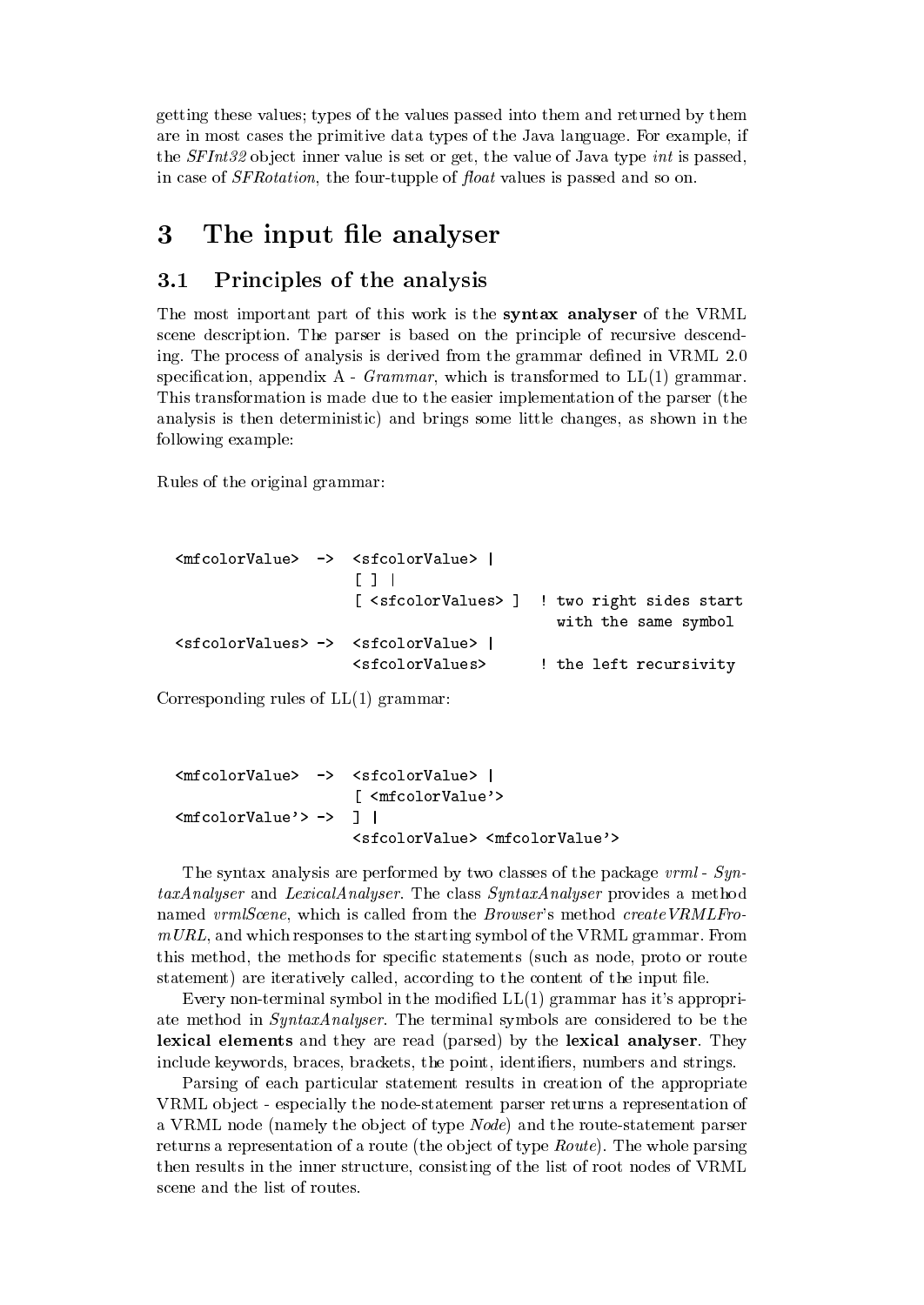getting these values; types of the values passed into them and returned by them are in most cases the primitive data types of the Java language. For example, if the *SFInt32* object inner value is set or get, the value of Java type *int* is passed, in case of *SFRotation*, the four-tupple of *float* values is passed and so on.

# 3 The input file analyser

## 3.1 Principles of the analysis

The most important part of this work is the **syntax analyser** of the VRML scene description. The parser is based on the principle of recursive descending. The process of analysis is derived from the grammar defined in VRML 2.0 specification, appendix A - *Grammar*, which is transformed to LL(1) grammar. This transformation is made due to the easier implementation of the parser (the analysis is then deterministic) and brings some little changes, as shown in the following example:

Rules of the original grammar:

```
<mfcolorValue>  ->  <sfcolorValue> |
                    [ ] |
                    [ <sfcolorValues> ]   ! two right sides start
                                            with the same symbol
<sfcolorValues> ->  <sfcolorValue> |
                    <sfcolorValues>       ! the left recursivity
```

Corresponding rules of LL(1) grammar:

```
<mfcolorValue>  ->  <sfcolorValue> |
                    [ <mfcolorValue'>
<mfcolorValue'> ->  ] |
                    <sfcolorValue> <mfcolorValue'>
```

The syntax analysis are performed by two classes of the package *vrml* - *SyntaxAnalyser* and *LexicalAnalyser*. The class *SyntaxAnalyser* provides a method named *vrmlScene*, which is called from the *Browser*'s method *createVRMLFromURL*, and which responses to the starting symbol of the VRML grammar. From this method, the methods for specific statements (such as node, proto or route statement) are iteratively called, according to the content of the input file.

Every non-terminal symbol in the modified LL(1) grammar has it's appropriate method in *SyntaxAnalyser*. The terminal symbols are considered to be the **lexical elements** and they are read (parsed) by the **lexical analyser**. They include keywords, braces, brackets, the point, identifiers, numbers and strings.

Parsing of each particular statement results in creation of the appropriate VRML object - especially the node-statement parser returns a representation of a VRML node (namely the object of type *Node*) and the route-statement parser returns a representation of a route (the object of type *Route*). The whole parsing then results in the inner structure, consisting of the list of root nodes of VRML scene and the list of routes.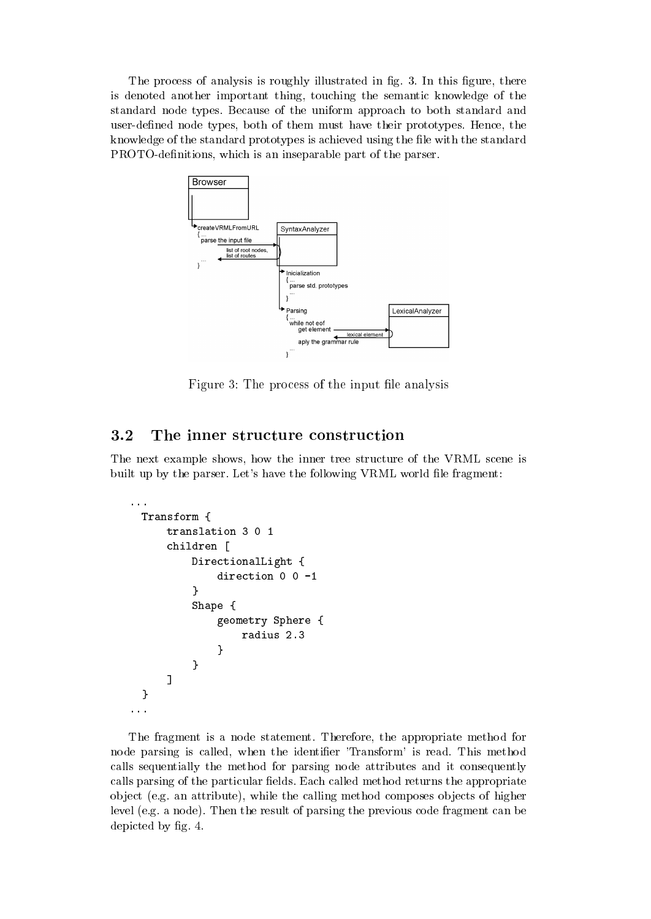The process of analysis is roughly illustrated in fig. 3. In this figure, there is denoted another important thing, touching the semantic knowledge of the standard node types. Because of the uniform approach to both standard and user-defined node types, both of them must have their prototypes. Hence, the knowledge of the standard prototypes is achieved using the file with the standard PROTO-definitions, which is an inseparable part of the parser.

Figure 3: The process of the input file analysis

## 3.2 The inner structure construction

The next example shows, how the inner tree structure of the VRML scene is built up by the parser. Let's have the following VRML world file fragment:

```
...
  Transform {
      translation 3 0 1
      children [
          DirectionalLight {
              direction 0 0 -1
          }
          Shape {
              geometry Sphere {
                  radius 2.3
              }
          }
      ]
  }
...
```

The fragment is a node statement. Therefore, the appropriate method for node parsing is called, when the identifier 'Transform' is read. This method calls sequentially the method for parsing node attributes and it consequently calls parsing of the particular fields. Each called method returns the appropriate object (e.g. an attribute), while the calling method composes objects of higher level (e.g. a node). Then the result of parsing the previous code fragment can be depicted by fig. 4.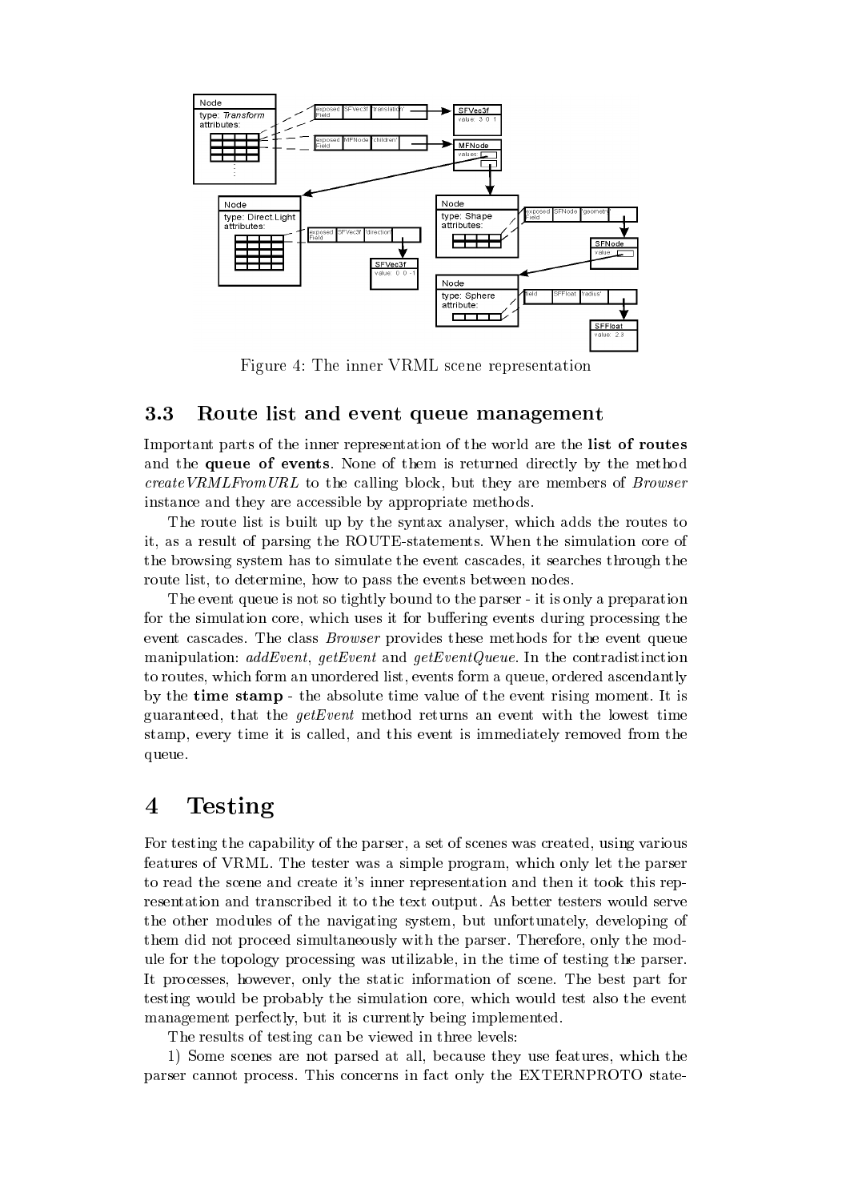Figure 4: The inner VRML scene representation

### 3.3 Route list and event queue management

Important parts of the inner representation of the world are the **list of routes** and the **queue of events**. None of them is returned directly by the method *createVRMLFromURL* to the calling block, but they are members of *Browser* instance and they are accessible by appropriate methods.

The route list is built up by the syntax analyser, which adds the routes to it, as a result of parsing the ROUTE-statements. When the simulation core of the browsing system has to simulate the event cascades, it searches through the route list, to determine, how to pass the events between nodes.

The event queue is not so tightly bound to the parser - it is only a preparation for the simulation core, which uses it for buffering events during processing the event cascades. The class *Browser* provides these methods for the event queue manipulation: *addEvent*, *getEvent* and *getEventQueue*. In the contradistinction to routes, which form an unordered list, events form a queue, ordered ascendantly by the **time stamp** - the absolute time value of the event rising moment. It is guaranteed, that the *getEvent* method returns an event with the lowest time stamp, every time it is called, and this event is immediately removed from the queue.

# 4 Testing

For testing the capability of the parser, a set of scenes was created, using various features of VRML. The tester was a simple program, which only let the parser to read the scene and create it's inner representation and then it took this representation and transcribed it to the text output. As better testers would serve the other modules of the navigating system, but unfortunately, developing of them did not proceed simultaneously with the parser. Therefore, only the module for the topology processing was utilizable, in the time of testing the parser. It processes, however, only the static information of scene. The best part for testing would be probably the simulation core, which would test also the event management perfectly, but it is currently being implemented.

The results of testing can be viewed in three levels:

1) Some scenes are not parsed at all, because they use features, which the parser cannot process. This concerns in fact only the EXTERNPROTO state-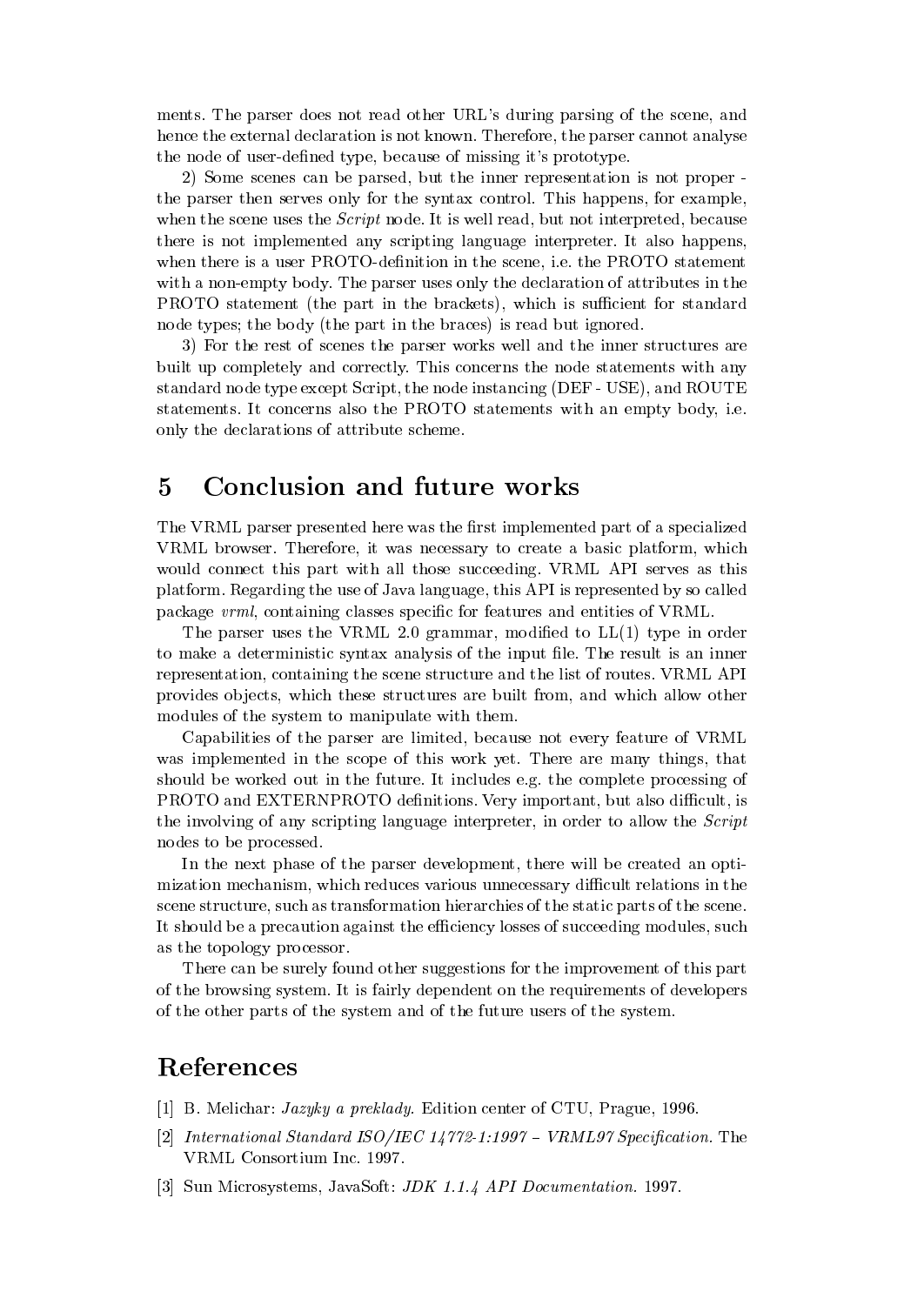ments. The parser does not read other URL's during parsing of the scene, and hence the external declaration is not known. Therefore, the parser cannot analyse the node of user-defined type, because of missing it's prototype.

2) Some scenes can be parsed, but the inner representation is not proper - the parser then serves only for the syntax control. This happens, for example, when the scene uses the *Script* node. It is well read, but not interpreted, because there is not implemented any scripting language interpreter. It also happens, when there is a user PROTO-definition in the scene, i.e. the PROTO statement with a non-empty body. The parser uses only the declaration of attributes in the PROTO statement (the part in the brackets), which is sufficient for standard node types; the body (the part in the braces) is read but ignored.

3) For the rest of scenes the parser works well and the inner structures are built up completely and correctly. This concerns the node statements with any standard node type except Script, the node instancing (DEF - USE), and ROUTE statements. It concerns also the PROTO statements with an empty body, i.e. only the declarations of attribute scheme.

## 5 Conclusion and future works

The VRML parser presented here was the first implemented part of a specialized VRML browser. Therefore, it was necessary to create a basic platform, which would connect this part with all those succeeding. VRML API serves as this platform. Regarding the use of Java language, this API is represented by so called package *vrml*, containing classes specific for features and entities of VRML.

The parser uses the VRML 2.0 grammar, modified to LL(1) type in order to make a deterministic syntax analysis of the input file. The result is an inner representation, containing the scene structure and the list of routes. VRML API provides objects, which these structures are built from, and which allow other modules of the system to manipulate with them.

Capabilities of the parser are limited, because not every feature of VRML was implemented in the scope of this work yet. There are many things, that should be worked out in the future. It includes e.g. the complete processing of PROTO and EXTERNPROTO definitions. Very important, but also difficult, is the involving of any scripting language interpreter, in order to allow the *Script* nodes to be processed.

In the next phase of the parser development, there will be created an optimization mechanism, which reduces various unnecessary difficult relations in the scene structure, such as transformation hierarchies of the static parts of the scene. It should be a precaution against the efficiency losses of succeeding modules, such as the topology processor.

There can be surely found other suggestions for the improvement of this part of the browsing system. It is fairly dependent on the requirements of developers of the other parts of the system and of the future users of the system.

## References

[1] B. Melichar: *Jazyky a preklady.* Edition center of CTU, Prague, 1996.

[2] *International Standard ISO/IEC 14772-1:1997 – VRML97 Specification.* The VRML Consortium Inc. 1997.

[3] Sun Microsystems, JavaSoft: *JDK 1.1.4 API Documentation.* 1997.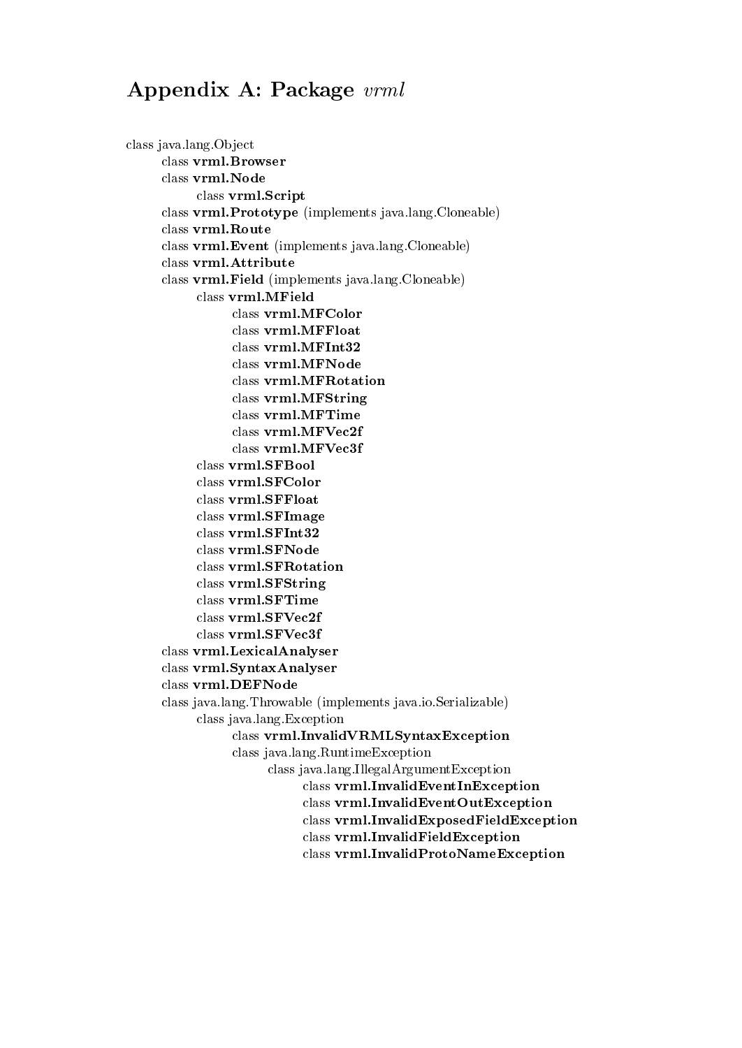# Appendix A: Package *vrml*

- class java.lang.Object
  - class **vrml.Browser**
  - class **vrml.Node**
    - class **vrml.Script**
  - class **vrml.Prototype** (implements java.lang.Cloneable)
  - class **vrml.Route**
  - class **vrml.Event** (implements java.lang.Cloneable)
  - class **vrml.Attribute**
  - class **vrml.Field** (implements java.lang.Cloneable)
    - class **vrml.MField**
      - class **vrml.MFColor**
      - class **vrml.MFFloat**
      - class **vrml.MFInt32**
      - class **vrml.MFNode**
      - class **vrml.MFRotation**
      - class **vrml.MFString**
      - class **vrml.MFTime**
      - class **vrml.MFVec2f**
      - class **vrml.MFVec3f**
    - class **vrml.SFBool**
    - class **vrml.SFColor**
    - class **vrml.SFFloat**
    - class **vrml.SFImage**
    - class **vrml.SFInt32**
    - class **vrml.SFNode**
    - class **vrml.SFRotation**
    - class **vrml.SFString**
    - class **vrml.SFTime**
    - class **vrml.SFVec2f**
    - class **vrml.SFVec3f**
  - class **vrml.LexicalAnalyser**
  - class **vrml.SyntaxAnalyser**
  - class **vrml.DEFNode**
  - class java.lang.Throwable (implements java.io.Serializable)
    - class java.lang.Exception
      - class **vrml.InvalidVRMLSyntaxException**
      - class java.lang.RuntimeException
        - class java.lang.IllegalArgumentException
          - class **vrml.InvalidEventInException**
          - class **vrml.InvalidEventOutException**
          - class **vrml.InvalidExposedFieldException**
          - class **vrml.InvalidFieldException**
          - class **vrml.InvalidProtoNameException**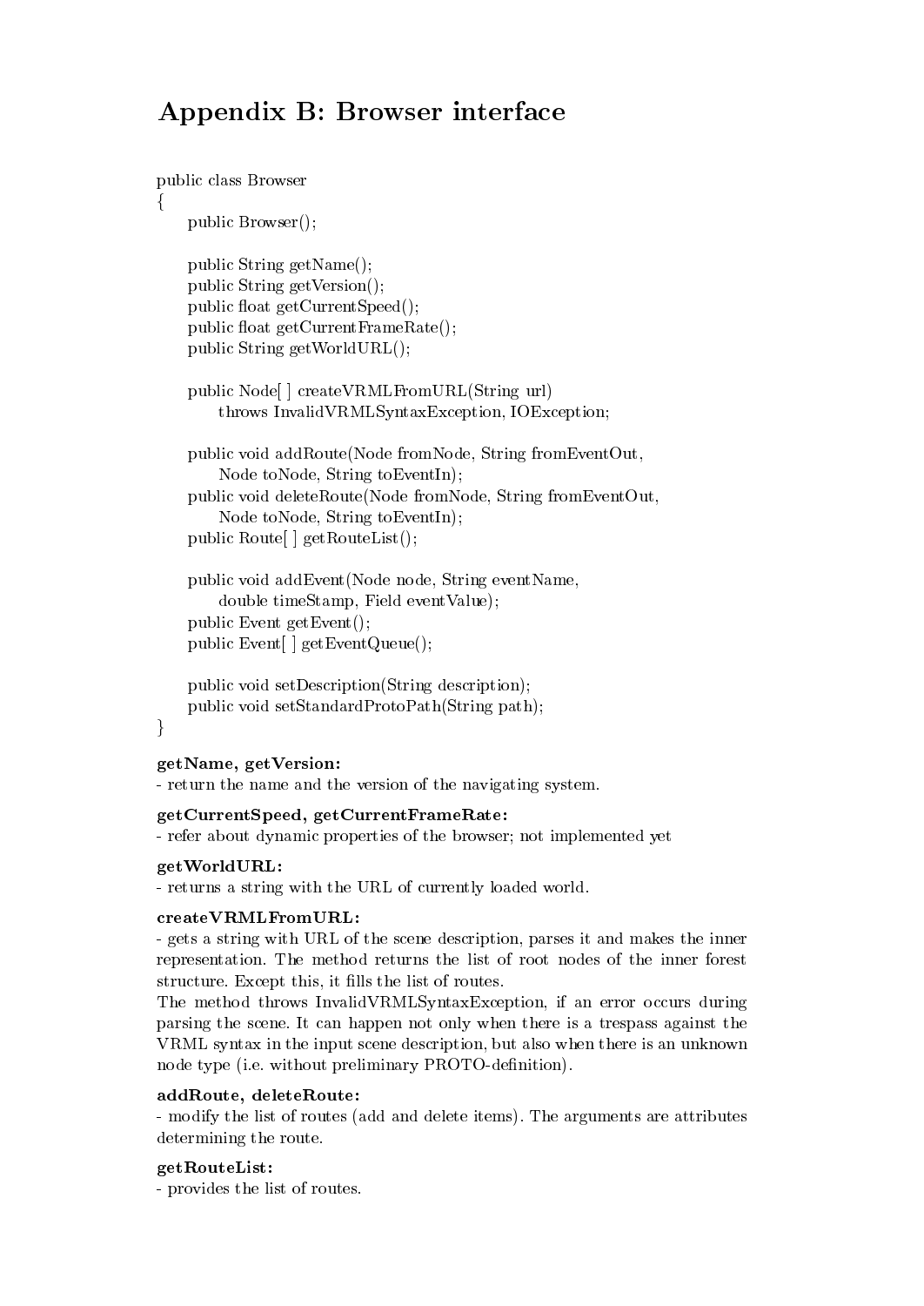# Appendix B: Browser interface

```
public class Browser
{
    public Browser();

    public String getName();
    public String getVersion();
    public float getCurrentSpeed();
    public float getCurrentFrameRate();
    public String getWorldURL();

    public Node[ ] createVRMLFromURL(String url)
        throws InvalidVRMLSyntaxException, IOException;

    public void addRoute(Node fromNode, String fromEventOut,
        Node toNode, String toEventIn);
    public void deleteRoute(Node fromNode, String fromEventOut,
        Node toNode, String toEventIn);
    public Route[ ] getRouteList();

    public void addEvent(Node node, String eventName,
        double timeStamp, Field eventValue);
    public Event getEvent();
    public Event[ ] getEventQueue();

    public void setDescription(String description);
    public void setStandardProtoPath(String path);
}
```

**getName, getVersion:**
- return the name and the version of the navigating system.

**getCurrentSpeed, getCurrentFrameRate:**
- refer about dynamic properties of the browser; not implemented yet

**getWorldURL:**
- returns a string with the URL of currently loaded world.

**createVRMLFromURL:**
- gets a string with URL of the scene description, parses it and makes the inner representation. The method returns the list of root nodes of the inner forest structure. Except this, it fills the list of routes.
The method throws InvalidVRMLSyntaxException, if an error occurs during parsing the scene. It can happen not only when there is a trespass against the VRML syntax in the input scene description, but also when there is an unknown node type (i.e. without preliminary PROTO-definition).

**addRoute, deleteRoute:**
- modify the list of routes (add and delete items). The arguments are attributes determining the route.

**getRouteList:**
- provides the list of routes.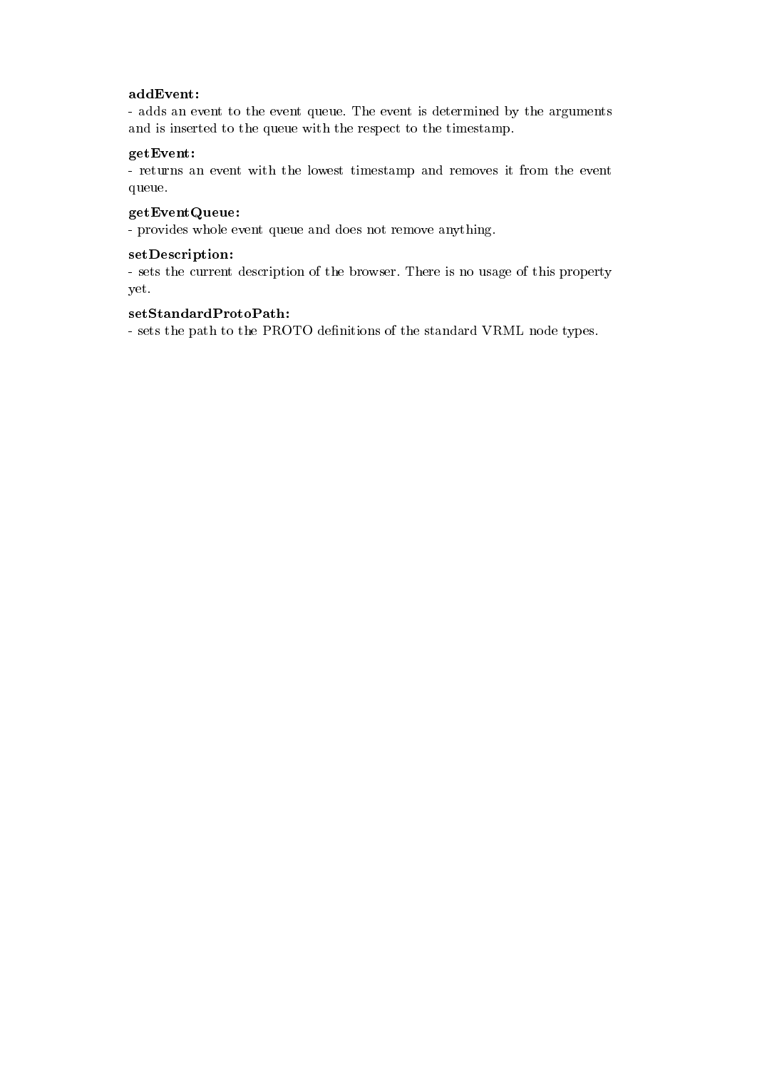**addEvent:**
- adds an event to the event queue. The event is determined by the arguments and is inserted to the queue with the respect to the timestamp.

**getEvent:**
- returns an event with the lowest timestamp and removes it from the event queue.

**getEventQueue:**
- provides whole event queue and does not remove anything.

**setDescription:**
- sets the current description of the browser. There is no usage of this property yet.

**setStandardProtoPath:**
- sets the path to the PROTO definitions of the standard VRML node types.